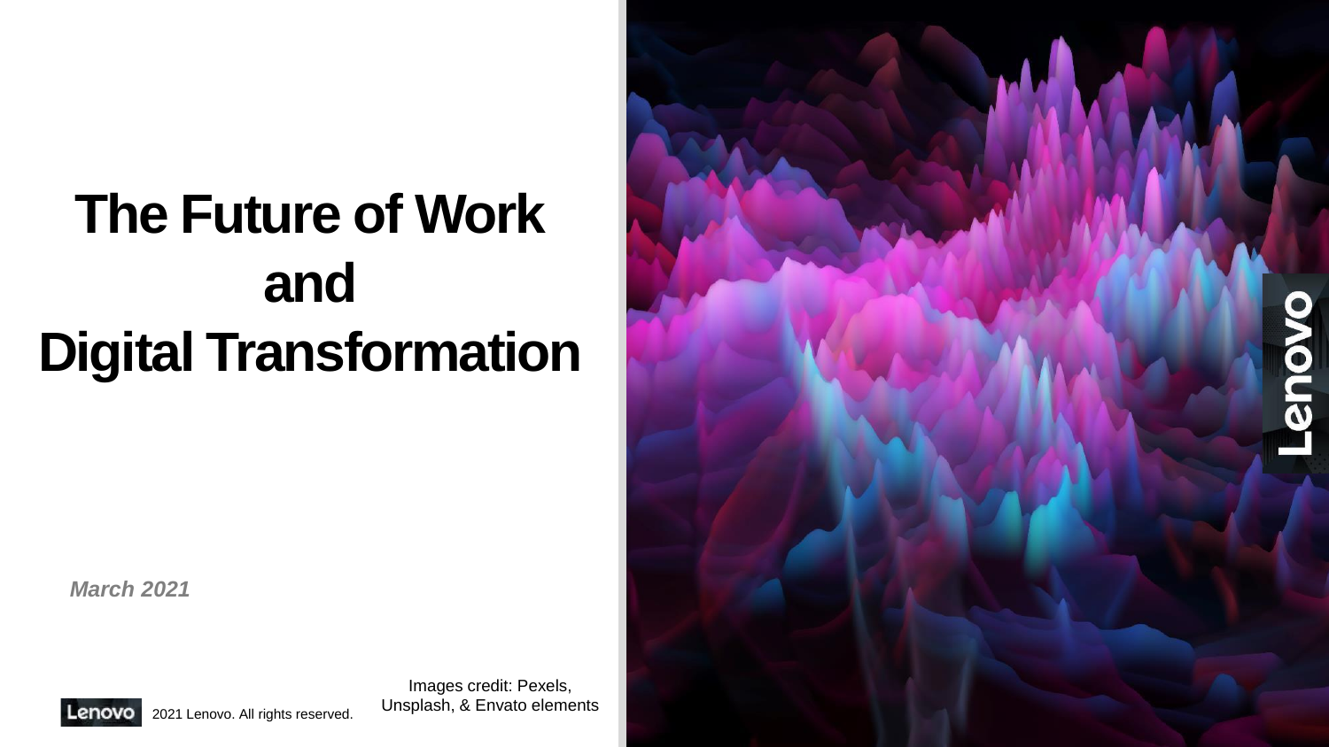# The Future of Work and Digital Transformation

*March 2021*

Images credit: Pexels, Unsplash, & Envato elements

2021 Lenovo. All rights reserved.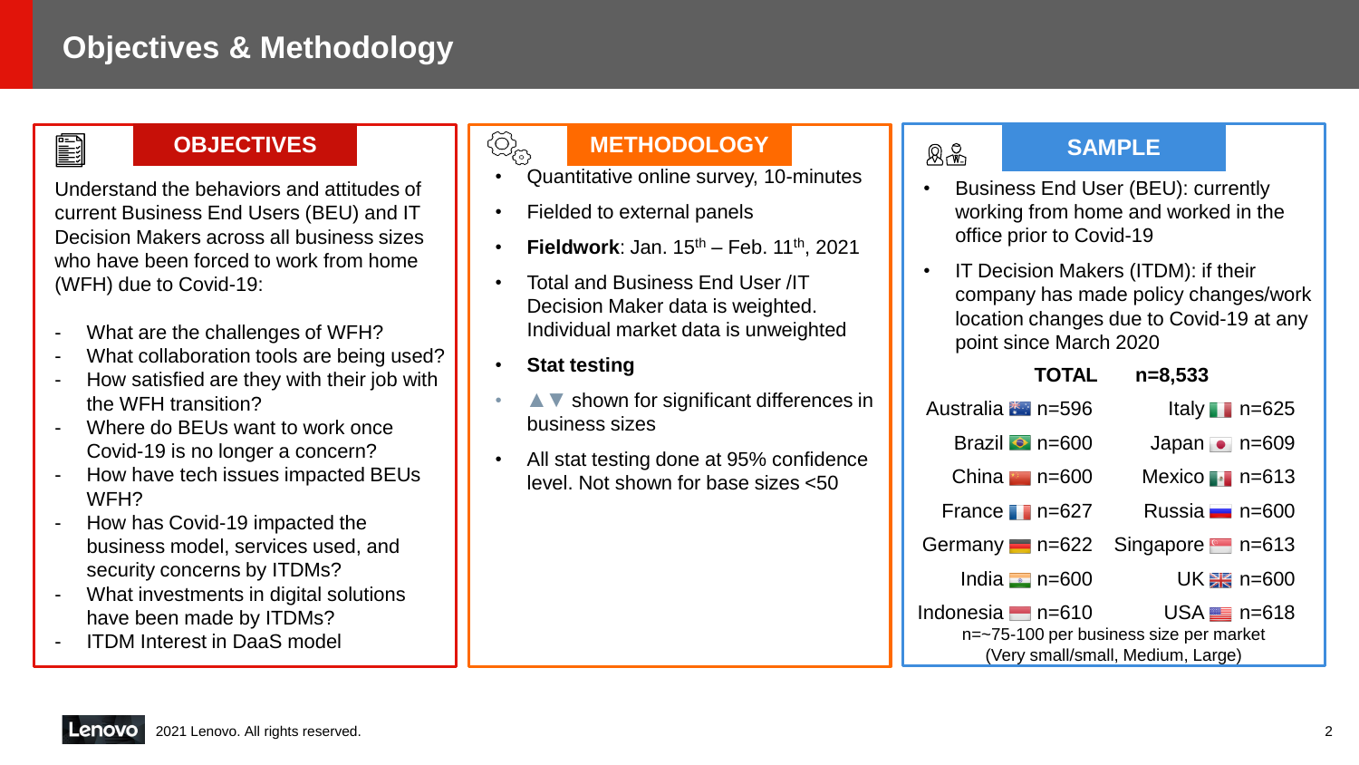# Objectives & Methodology

## OBJECTIVES

Understand the behaviors and attitudes of current Business End Users (BEU) and IT Decision Makers across all business sizes who have been forced to work from home (WFH) due to Covid-19:

- What are the challenges of WFH?
- What collaboration tools are being used?
- How satisfied are they with their job with the WFH transition?
- Where do BEUs want to work once Covid-19 is no longer a concern?
- How have tech issues impacted BEUs WFH?
- How has Covid-19 impacted the business model, services used, and security concerns by ITDMs?
- What investments in digital solutions have been made by ITDMs?
- ITDM Interest in DaaS model

## METHODOLOGY

- Quantitative online survey, 10-minutes
- Fielded to external panels
- **Fieldwork**: Jan. 15th – Feb. 11th, 2021
- Total and Business End User /IT Decision Maker data is weighted. Individual market data is unweighted
- **Stat testing**
- ▲▼ shown for significant differences in business sizes
- All stat testing done at 95% confidence level. Not shown for base sizes <50

## SAMPLE

- Business End User (BEU): currently working from home and worked in the office prior to Covid-19
- IT Decision Makers (ITDM): if their company has made policy changes/work location changes due to Covid-19 at any point since March 2020

**TOTAL n=8,533**

| Market | n | Market | n |
|---|---|---|---|
| Australia | n=596 | Italy | n=625 |
| Brazil | n=600 | Japan | n=609 |
| China | n=600 | Mexico | n=613 |
| France | n=627 | Russia | n=600 |
| Germany | n=622 | Singapore | n=613 |
| India | n=600 | UK | n=600 |
| Indonesia | n=610 | USA | n=618 |

n=~75-100 per business size per market (Very small/small, Medium, Large)

2021 Lenovo. All rights reserved.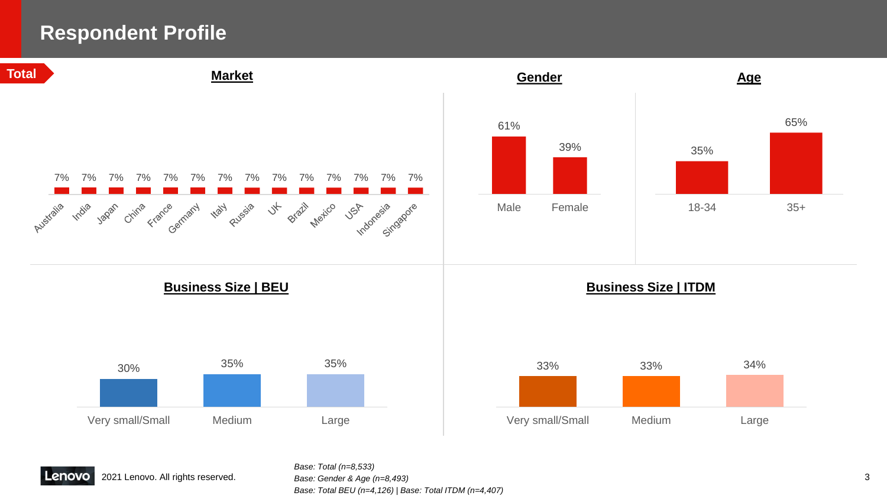# Respondent Profile

**Total**

## Market

| Australia | India | Japan | China | France | Germany | Italy | Russia | UK | Brazil | Mexico | USA | Indonesia | Singapore |
|---|---|---|---|---|---|---|---|---|---|---|---|---|---|
| 7% | 7% | 7% | 7% | 7% | 7% | 7% | 7% | 7% | 7% | 7% | 7% | 7% | 7% |

## Gender

| Male | Female |
|---|---|
| 61% | 39% |

## Age

| 18-34 | 35+ |
|---|---|
| 35% | 65% |

## Business Size | BEU

| Very small/Small | Medium | Large |
|---|---|---|
| 30% | 35% | 35% |

## Business Size | ITDM

| Very small/Small | Medium | Large |
|---|---|---|
| 33% | 33% | 34% |

2021 Lenovo. All rights reserved.

*Base: Total (n=8,533)*
*Base: Gender & Age (n=8,493)*
*Base: Total BEU (n=4,126) | Base: Total ITDM (n=4,407)*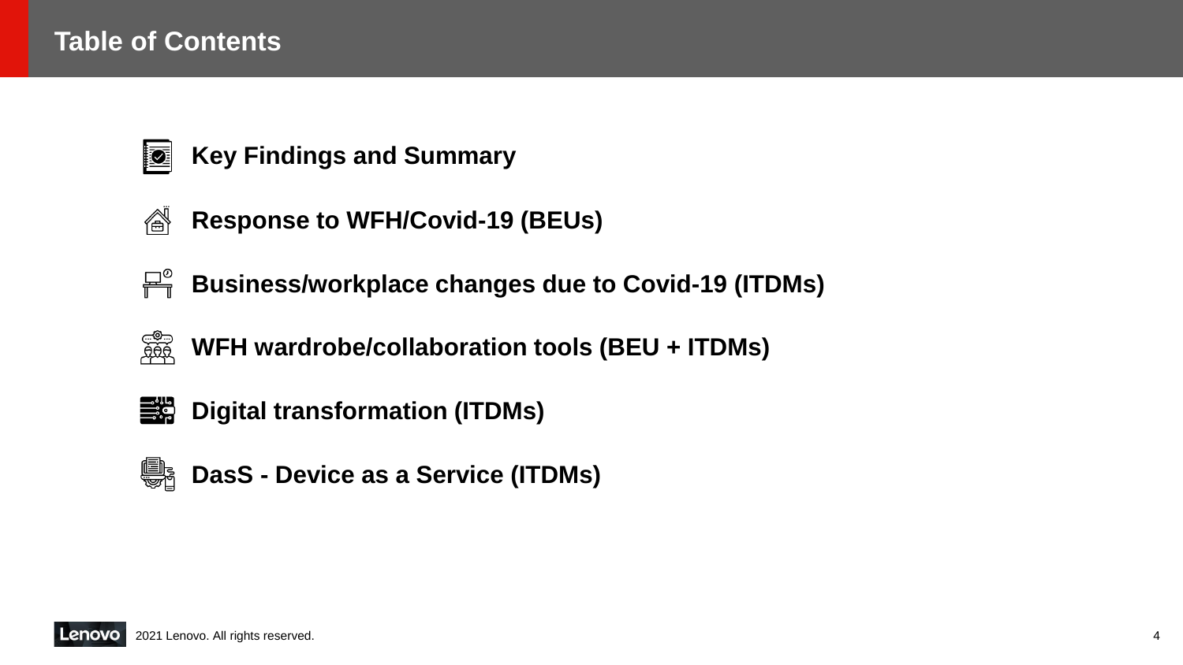# Table of Contents

- **Key Findings and Summary**
- **Response to WFH/Covid-19 (BEUs)**
- **Business/workplace changes due to Covid-19 (ITDMs)**
- **WFH wardrobe/collaboration tools (BEU + ITDMs)**
- **Digital transformation (ITDMs)**
- **DasS - Device as a Service (ITDMs)**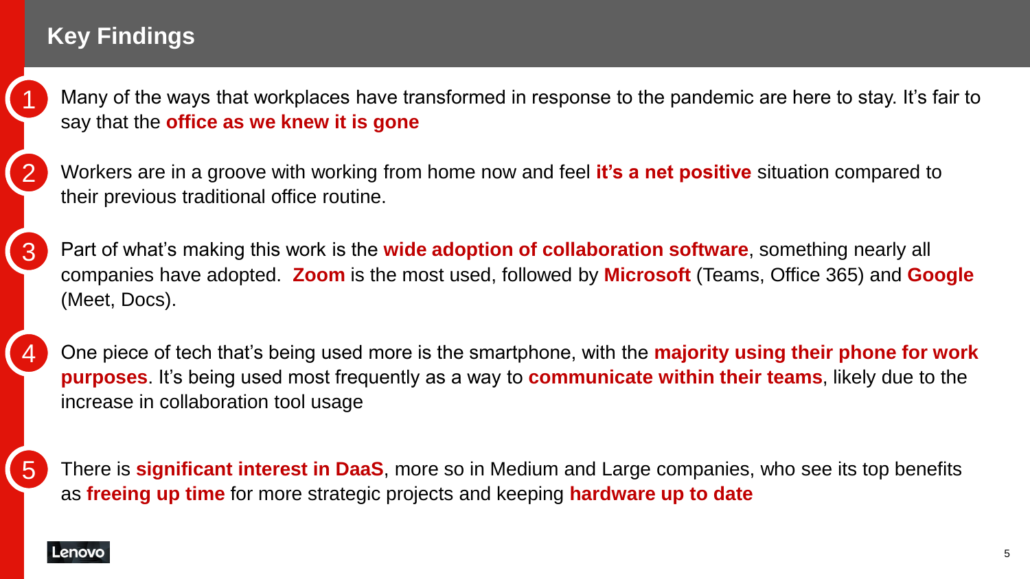# Key Findings

1. Many of the ways that workplaces have transformed in response to the pandemic are here to stay. It's fair to say that the **office as we knew it is gone**

2. Workers are in a groove with working from home now and feel **it's a net positive** situation compared to their previous traditional office routine.

3. Part of what's making this work is the **wide adoption of collaboration software**, something nearly all companies have adopted. **Zoom** is the most used, followed by **Microsoft** (Teams, Office 365) and **Google** (Meet, Docs).

4. One piece of tech that's being used more is the smartphone, with the **majority using their phone for work purposes**. It's being used most frequently as a way to **communicate within their teams**, likely due to the increase in collaboration tool usage

5. There is **significant interest in DaaS**, more so in Medium and Large companies, who see its top benefits as **freeing up time** for more strategic projects and keeping **hardware up to date**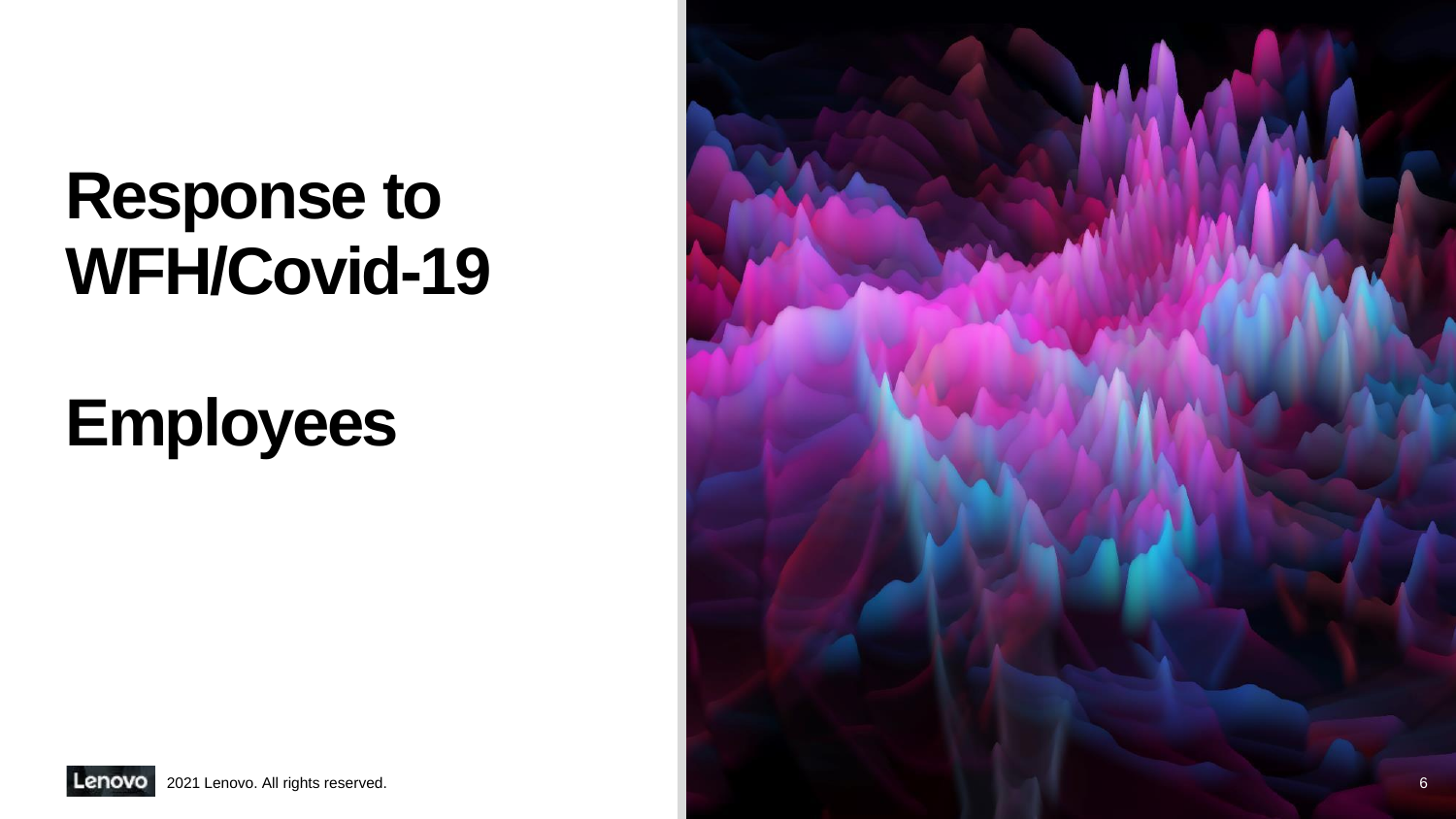# Response to WFH/Covid-19

# Employees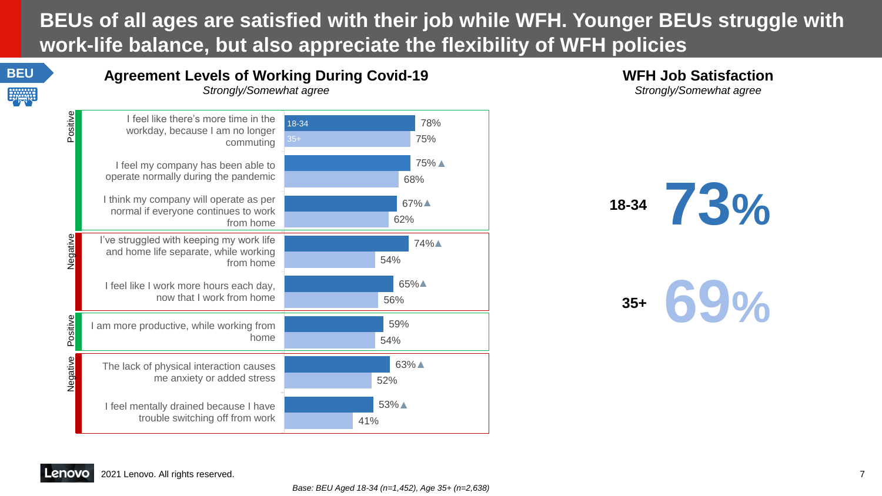# BEUs of all ages are satisfied with their job while WFH. Younger BEUs struggle with work-life balance, but also appreciate the flexibility of WFH policies

BEU

## Agreement Levels of Working During Covid-19

*Strongly/Somewhat agree*

| Category | Statement | 18-34 | 35+ |
|---|---|---|---|
| Positive | I feel like there's more time in the workday, because I am no longer commuting | 78% | 75% |
| Positive | I feel my company has been able to operate normally during the pandemic | 75% ▲ | 68% |
| Positive | I think my company will operate as per normal if everyone continues to work from home | 67% ▲ | 62% |
| Negative | I've struggled with keeping my work life and home life separate, while working from home | 74% ▲ | 54% |
| Negative | I feel like I work more hours each day, now that I work from home | 65% ▲ | 56% |
| Positive | I am more productive, while working from home | 59% | 54% |
| Negative | The lack of physical interaction causes me anxiety or added stress | 63% ▲ | 52% |
| Negative | I feel mentally drained because I have trouble switching off from work | 53% ▲ | 41% |

## WFH Job Satisfaction

*Strongly/Somewhat agree*

| Age | Satisfaction |
|---|---|
| 18-34 | 73% |
| 35+ | 69% |

2021 Lenovo. All rights reserved.

*Base: BEU Aged 18-34 (n=1,452), Age 35+ (n=2,638)*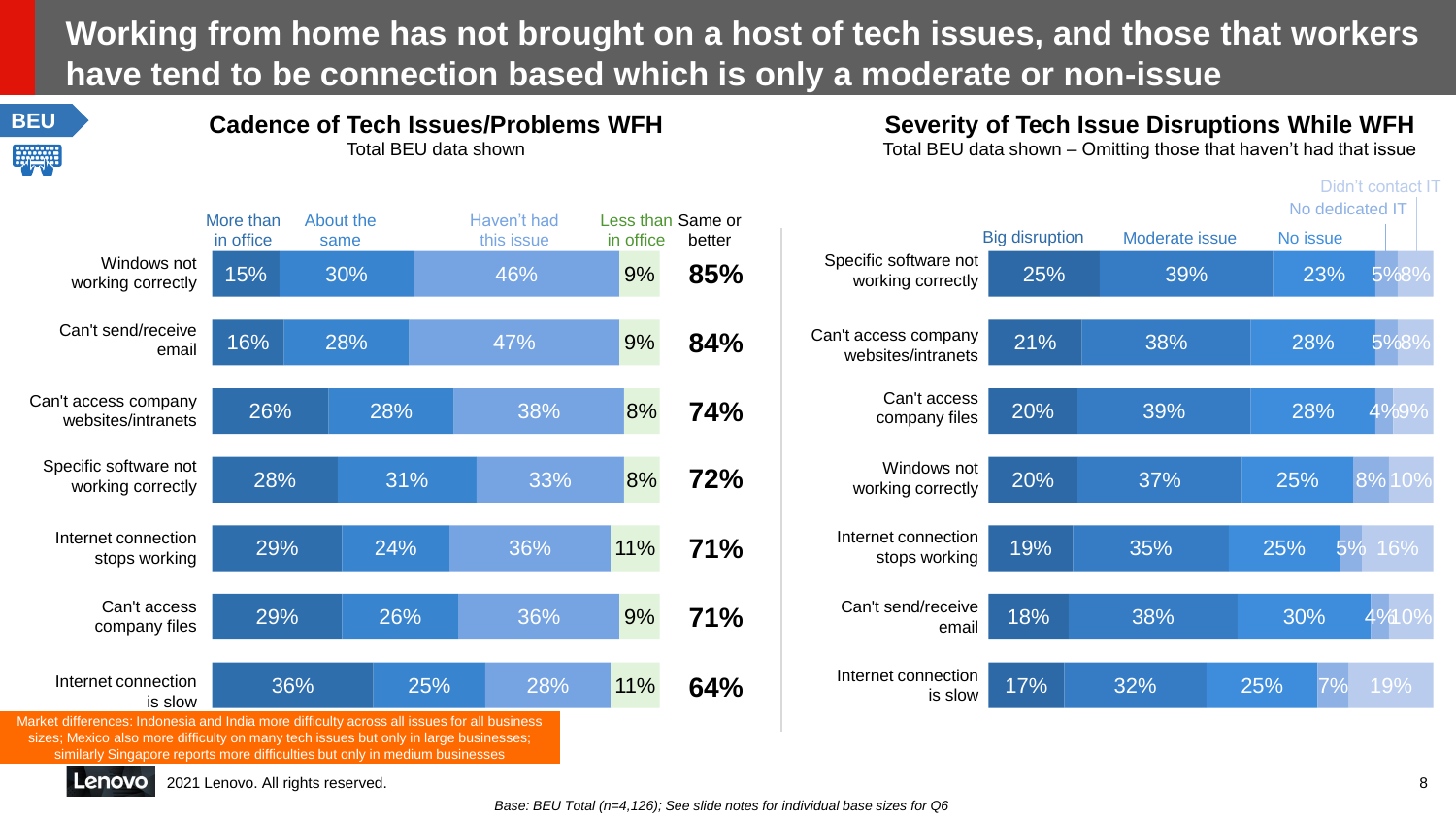# Working from home has not brought on a host of tech issues, and those that workers have tend to be connection based which is only a moderate or non-issue

BEU

## Cadence of Tech Issues/Problems WFH

Total BEU data shown

| | More than in office | About the same | Haven't had this issue | Less than in office | Same or better |
|---|---|---|---|---|---|
| Windows not working correctly | 15% | 30% | 46% | 9% | **85%** |
| Can't send/receive email | 16% | 28% | 47% | 9% | **84%** |
| Can't access company websites/intranets | 26% | 28% | 38% | 8% | **74%** |
| Specific software not working correctly | 28% | 31% | 33% | 8% | **72%** |
| Internet connection stops working | 29% | 24% | 36% | 11% | **71%** |
| Can't access company files | 29% | 26% | 36% | 9% | **71%** |
| Internet connection is slow | 36% | 25% | 28% | 11% | **64%** |

Market differences: Indonesia and India more difficulty across all issues for all business sizes; Mexico also more difficulty on many tech issues but only in large businesses; similarly Singapore reports more difficulties but only in medium businesses

## Severity of Tech Issue Disruptions While WFH

Total BEU data shown – Omitting those that haven't had that issue

| | Big disruption | Moderate issue | No issue | No dedicated IT | Didn't contact IT |
|---|---|---|---|---|---|
| Specific software not working correctly | 25% | 39% | 23% | 5% | 8% |
| Can't access company websites/intranets | 21% | 38% | 28% | 5% | 8% |
| Can't access company files | 20% | 39% | 28% | 4% | 9% |
| Windows not working correctly | 20% | 37% | 25% | 8% | 10% |
| Internet connection stops working | 19% | 35% | 25% | 5% | 16% |
| Can't send/receive email | 18% | 38% | 30% | 4% | 10% |
| Internet connection is slow | 17% | 32% | 25% | 7% | 19% |

2021 Lenovo. All rights reserved.

*Base: BEU Total (n=4,126); See slide notes for individual base sizes for Q6*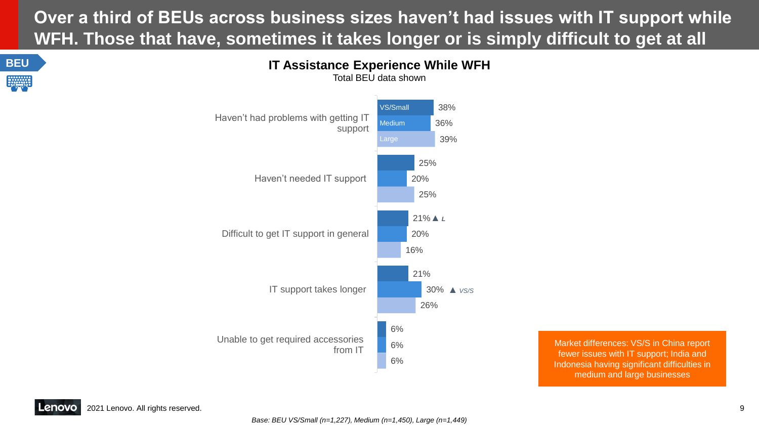# Over a third of BEUs across business sizes haven't had issues with IT support while WFH. Those that have, sometimes it takes longer or is simply difficult to get at all

BEU

## IT Assistance Experience While WFH

Total BEU data shown

| | VS/Small | Medium | Large |
|---|---|---|---|
| Haven't had problems with getting IT support | 38% | 36% | 39% |
| Haven't needed IT support | 25% | 20% | 25% |
| Difficult to get IT support in general | 21% ▲ *L* | 20% | 16% |
| IT support takes longer | 21% | 30% ▲ *VS/S* | 26% |
| Unable to get required accessories from IT | 6% | 6% | 6% |

Market differences: VS/S in China report fewer issues with IT support; India and Indonesia having significant difficulties in medium and large businesses

*Base: BEU VS/Small (n=1,227), Medium (n=1,450), Large (n=1,449)*

2021 Lenovo. All rights reserved.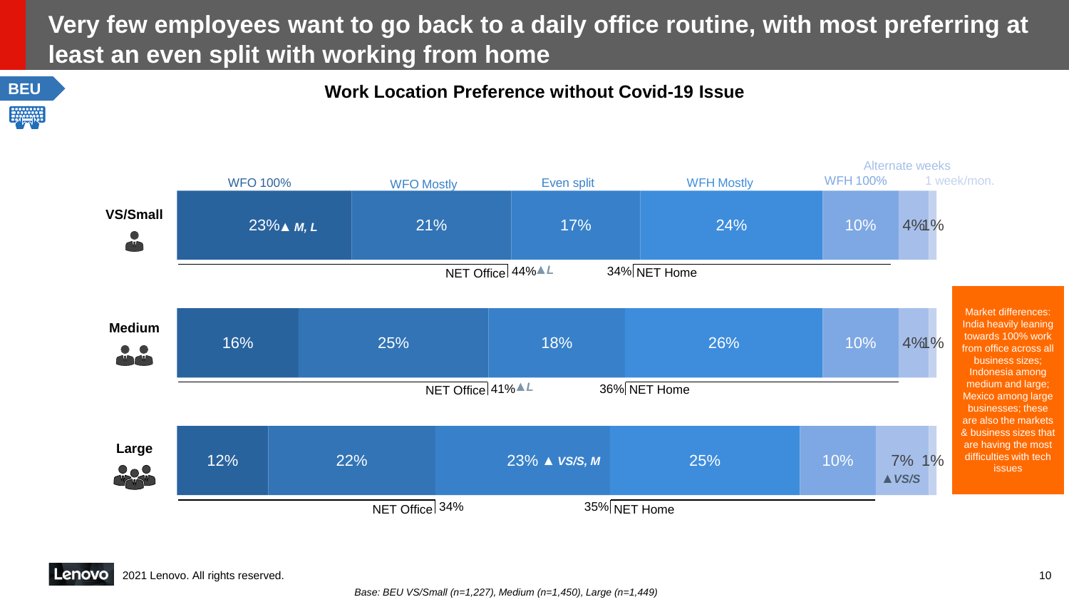# Very few employees want to go back to a daily office routine, with most preferring at least an even split with working from home

BEU

## Work Location Preference without Covid-19 Issue

| | WFO 100% | WFO Mostly | Even split | WFH Mostly | WFH 100% | Alternate weeks | 1 week/mon. | NET Office | NET Home |
|---|---|---|---|---|---|---|---|---|---|
| VS/Small | 23% ▲ *M, L* | 21% | 17% | 24% | 10% | 4% | 1% | 44% ▲ *L* | 34% |
| Medium | 16% | 25% | 18% | 26% | 10% | 4% | 1% | 41% ▲ *L* | 36% |
| Large | 12% | 22% | 23% ▲ *VS/S, M* | 25% | 10% | 7% ▲ *VS/S* | 1% | 34% | 35% |

Market differences: India heavily leaning towards 100% work from office across all business sizes; Indonesia among medium and large; Mexico among large businesses; these are also the markets & business sizes that are having the most difficulties with tech issues

2021 Lenovo. All rights reserved.

*Base: BEU VS/Small (n=1,227), Medium (n=1,450), Large (n=1,449)*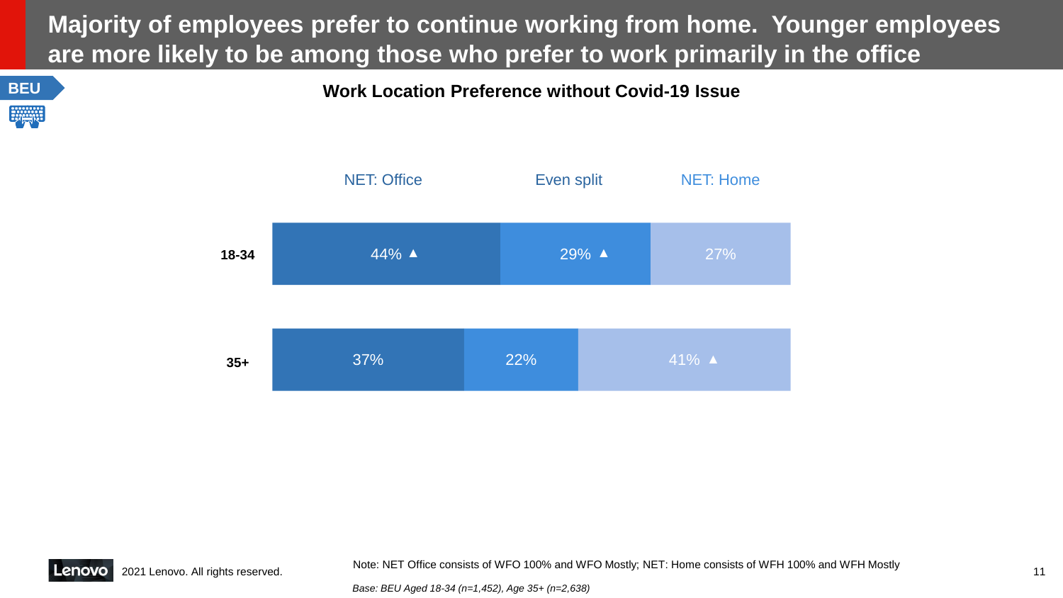# Majority of employees prefer to continue working from home. Younger employees are more likely to be among those who prefer to work primarily in the office

BEU

**Work Location Preference without Covid-19 Issue**

| | NET: Office | Even split | NET: Home |
|---|---|---|---|
| **18-34** | 44% ▲ | 29% ▲ | 27% |
| **35+** | 37% | 22% | 41% ▲ |

Note: NET Office consists of WFO 100% and WFO Mostly; NET: Home consists of WFH 100% and WFH Mostly

*Base: BEU Aged 18-34 (n=1,452), Age 35+ (n=2,638)*

2021 Lenovo. All rights reserved.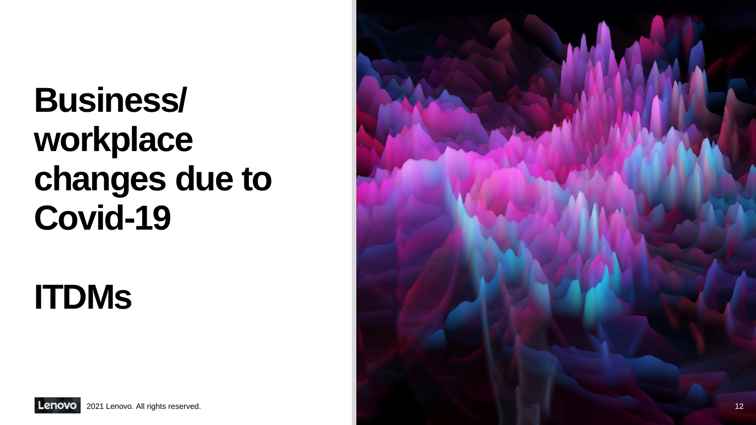# Business/ workplace changes due to Covid-19

# ITDMs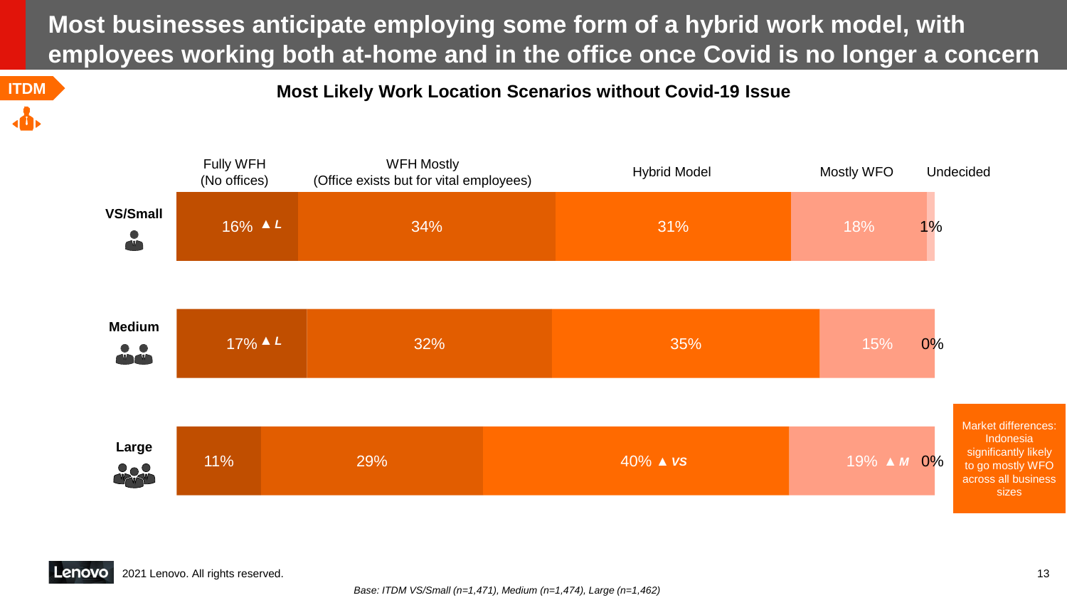# Most businesses anticipate employing some form of a hybrid work model, with employees working both at-home and in the office once Covid is no longer a concern

ITDM

## Most Likely Work Location Scenarios without Covid-19 Issue

| | Fully WFH (No offices) | WFH Mostly (Office exists but for vital employees) | Hybrid Model | Mostly WFO | Undecided |
|---|---|---|---|---|---|
| VS/Small | 16% ▲ L | 34% | 31% | 18% | 1% |
| Medium | 17% ▲ L | 32% | 35% | 15% | 0% |
| Large | 11% | 29% | 40% ▲ VS | 19% ▲ M | 0% |

Market differences: Indonesia significantly likely to go mostly WFO across all business sizes

2021 Lenovo. All rights reserved.

*Base: ITDM VS/Small (n=1,471), Medium (n=1,474), Large (n=1,462)*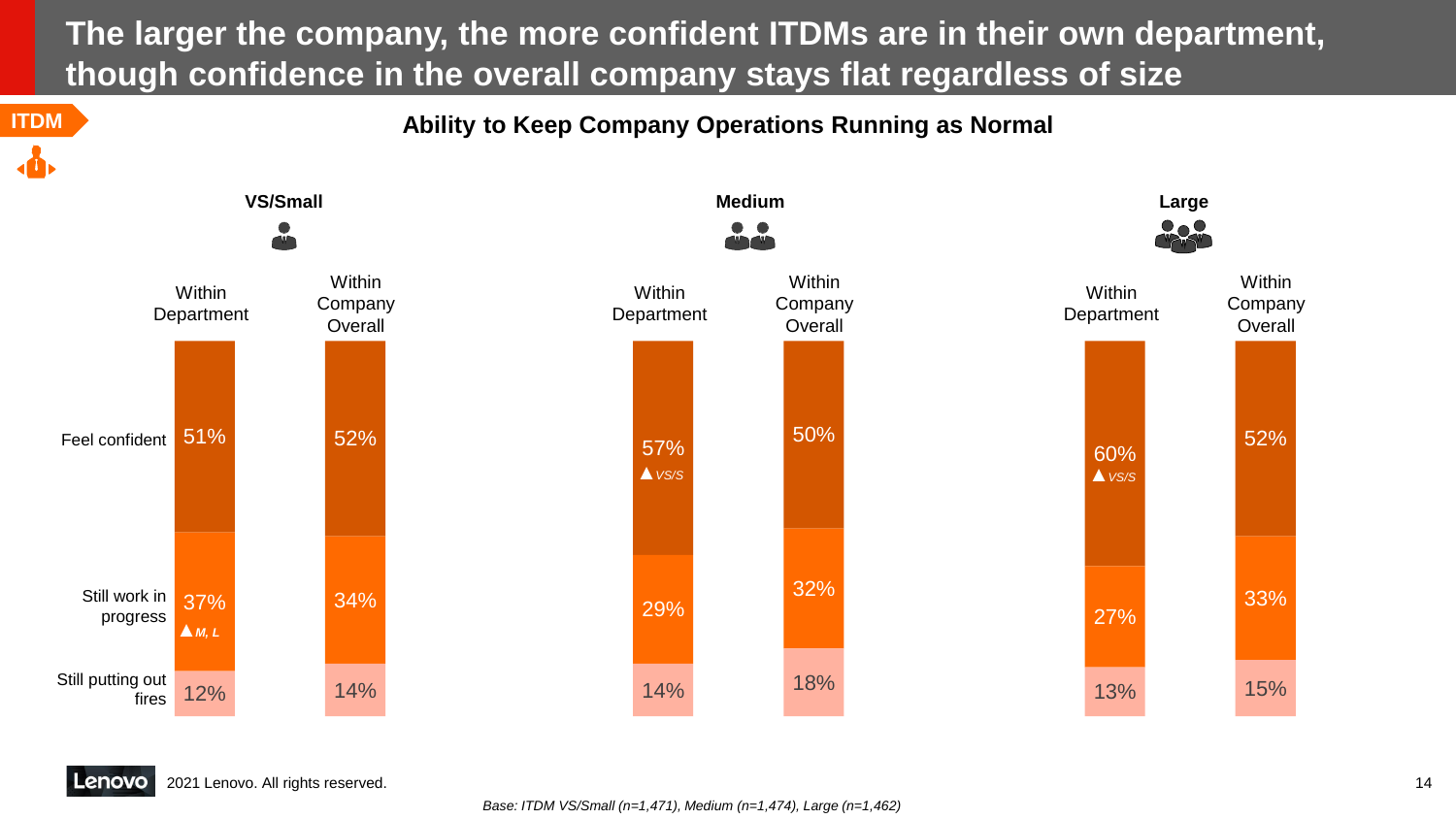# The larger the company, the more confident ITDMs are in their own department, though confidence in the overall company stays flat regardless of size

ITDM

## Ability to Keep Company Operations Running as Normal

| | VS/Small – Within Department | VS/Small – Within Company Overall | Medium – Within Department | Medium – Within Company Overall | Large – Within Department | Large – Within Company Overall |
|---|---|---|---|---|---|---|
| Feel confident | 51% | 52% | 57% ▲ VS/S | 50% | 60% ▲ VS/S | 52% |
| Still work in progress | 37% ▲ M, L | 34% | 29% | 32% | 27% | 33% |
| Still putting out fires | 12% | 14% | 14% | 18% | 13% | 15% |

2021 Lenovo. All rights reserved.

*Base: ITDM VS/Small (n=1,471), Medium (n=1,474), Large (n=1,462)*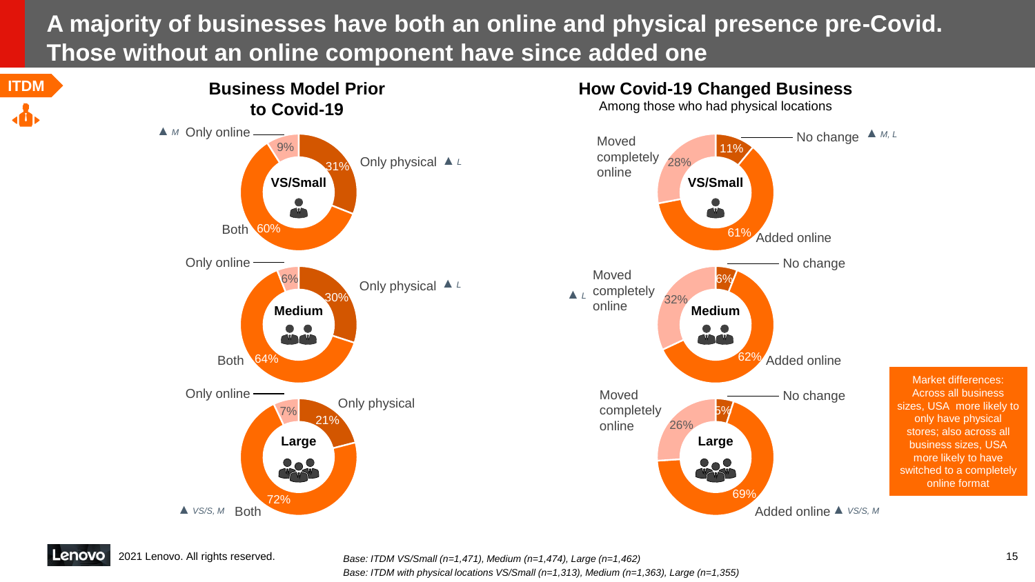# A majority of businesses have both an online and physical presence pre-Covid. Those without an online component have since added one

ITDM

## Business Model Prior to Covid-19

| Business size | Only online | Only physical | Both |
|---|---|---|---|
| VS/Small | 9% ▲ M | 31% ▲ L | 60% |
| Medium | 6% | 30% ▲ L | 64% |
| Large | 7% | 21% | 72% ▲ VS/S, M |

## How Covid-19 Changed Business

Among those who had physical locations

| Business size | No change | Moved completely online | Added online |
|---|---|---|---|
| VS/Small | 11% ▲ M, L | 28% | 61% |
| Medium | 6% | 32% ▲ L | 62% |
| Large | 5% | 26% | 69% ▲ VS/S, M |

Market differences: Across all business sizes, USA more likely to only have physical stores; also across all business sizes, USA more likely to have switched to a completely online format

2021 Lenovo. All rights reserved.

*Base: ITDM VS/Small (n=1,471), Medium (n=1,474), Large (n=1,462)*
*Base: ITDM with physical locations VS/Small (n=1,313), Medium (n=1,363), Large (n=1,355)*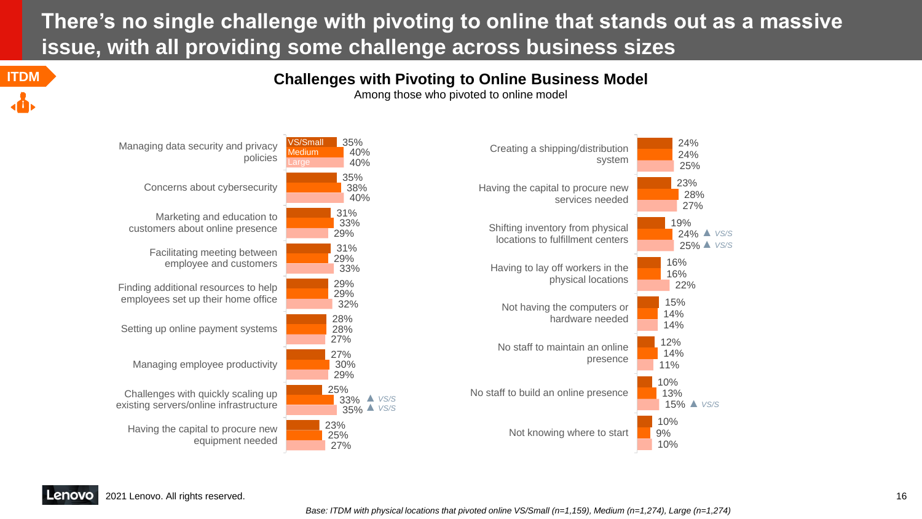# There's no single challenge with pivoting to online that stands out as a massive issue, with all providing some challenge across business sizes

ITDM

## Challenges with Pivoting to Online Business Model

Among those who pivoted to online model

| Challenge | VS/Small | Medium | Large |
|---|---|---|---|
| Managing data security and privacy policies | 35% | 40% | 40% |
| Concerns about cybersecurity | 35% | 38% | 40% |
| Marketing and education to customers about online presence | 31% | 33% | 29% |
| Facilitating meeting between employee and customers | 31% | 29% | 33% |
| Finding additional resources to help employees set up their home office | 29% | 29% | 32% |
| Setting up online payment systems | 28% | 28% | 27% |
| Managing employee productivity | 27% | 30% | 29% |
| Challenges with quickly scaling up existing servers/online infrastructure | 25% | 33% ▲ VS/S | 35% ▲ VS/S |
| Having the capital to procure new equipment needed | 23% | 25% | 27% |
| Creating a shipping/distribution system | 24% | 24% | 25% |
| Having the capital to procure new services needed | 23% | 28% | 27% |
| Shifting inventory from physical locations to fulfillment centers | 19% | 24% ▲ VS/S | 25% ▲ VS/S |
| Having to lay off workers in the physical locations | 16% | 16% | 22% |
| Not having the computers or hardware needed | 15% | 14% | 14% |
| No staff to maintain an online presence | 12% | 14% | 11% |
| No staff to build an online presence | 10% | 13% | 15% ▲ VS/S |
| Not knowing where to start | 10% | 9% | 10% |

*Base: ITDM with physical locations that pivoted online VS/Small (n=1,159), Medium (n=1,274), Large (n=1,274)*

2021 Lenovo. All rights reserved.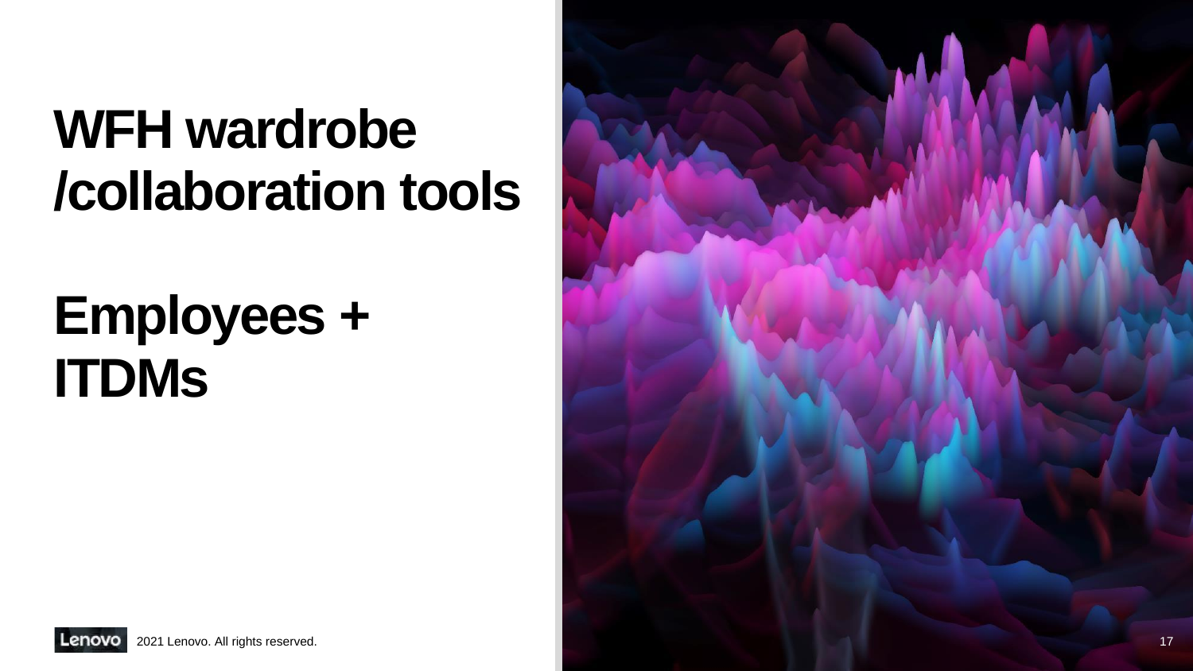# WFH wardrobe /collaboration tools

# Employees + ITDMs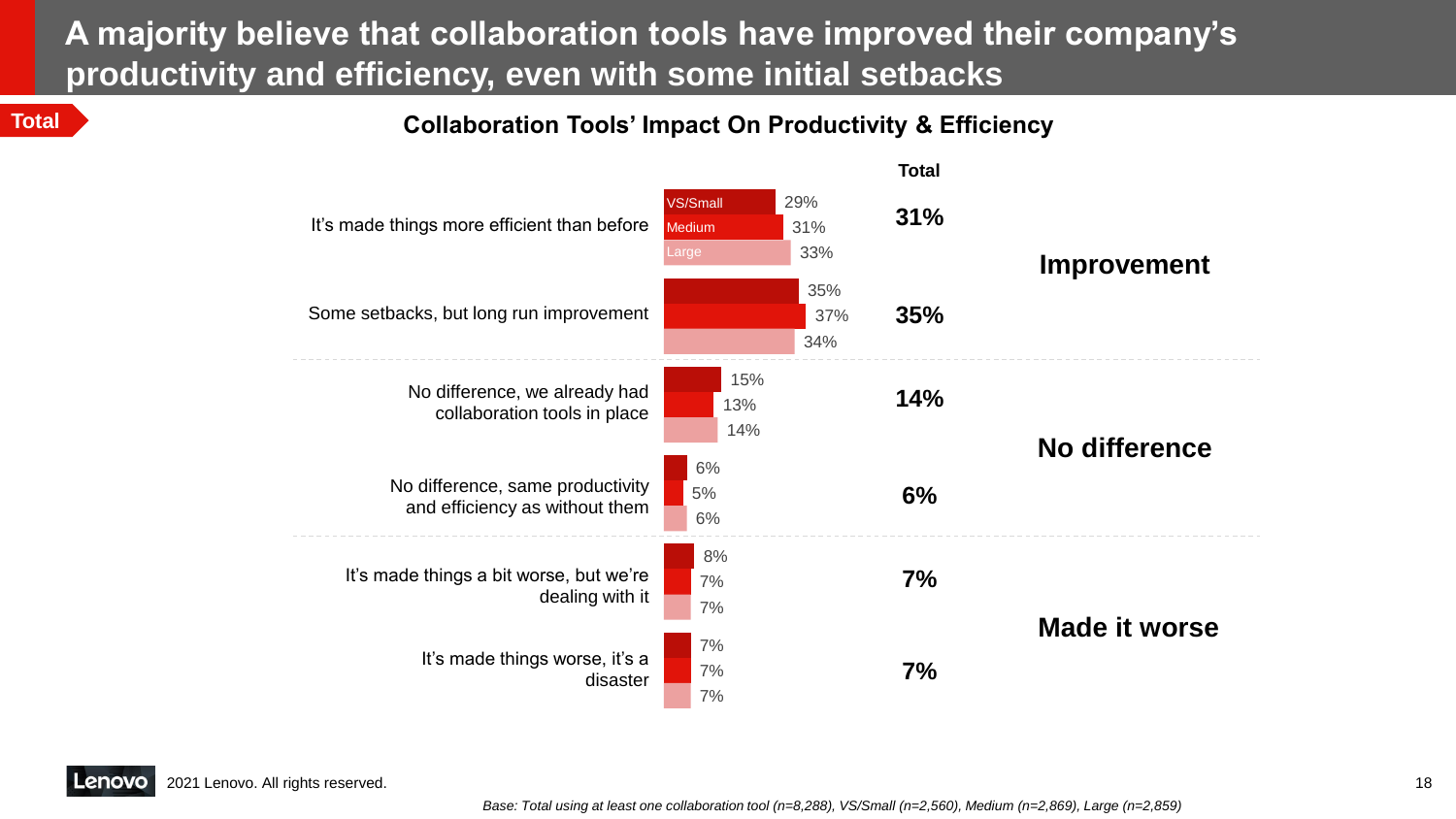# A majority believe that collaboration tools have improved their company's productivity and efficiency, even with some initial setbacks

**Total**

## Collaboration Tools' Impact On Productivity & Efficiency

| Category | Response | VS/Small | Medium | Large | Total |
|---|---|---|---|---|---|
| **Improvement** | It's made things more efficient than before | 29% | 31% | 33% | **31%** |
| | Some setbacks, but long run improvement | 35% | 37% | 34% | **35%** |
| **No difference** | No difference, we already had collaboration tools in place | 15% | 13% | 14% | **14%** |
| | No difference, same productivity and efficiency as without them | 6% | 5% | 6% | **6%** |
| **Made it worse** | It's made things a bit worse, but we're dealing with it | 8% | 7% | 7% | **7%** |
| | It's made things worse, it's a disaster | 7% | 7% | 7% | **7%** |

2021 Lenovo. All rights reserved.

*Base: Total using at least one collaboration tool (n=8,288), VS/Small (n=2,560), Medium (n=2,869), Large (n=2,859)*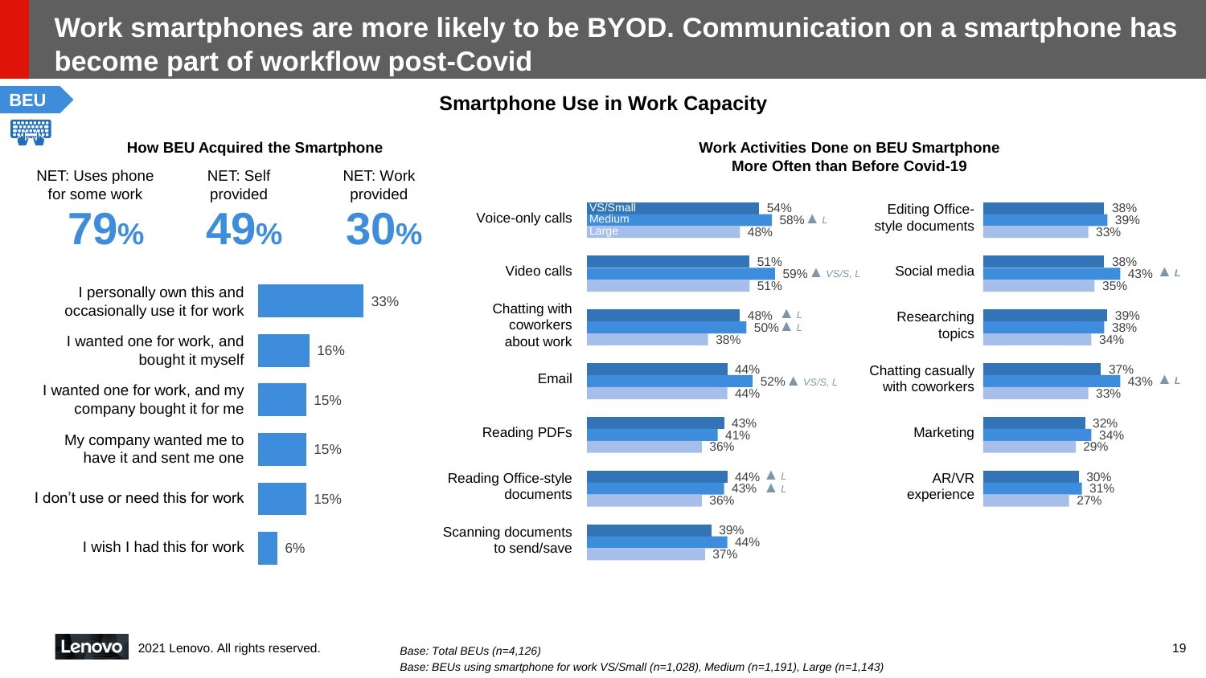# Work smartphones are more likely to be BYOD. Communication on a smartphone has become part of workflow post-Covid

**BEU**

## Smartphone Use in Work Capacity

### How BEU Acquired the Smartphone

| NET: Uses phone for some work | NET: Self provided | NET: Work provided |
|---|---|---|
| 79% | 49% | 30% |

| Response | % |
|---|---|
| I personally own this and occasionally use it for work | 33% |
| I wanted one for work, and bought it myself | 16% |
| I wanted one for work, and my company bought it for me | 15% |
| My company wanted me to have it and sent me one | 15% |
| I don't use or need this for work | 15% |
| I wish I had this for work | 6% |

### Work Activities Done on BEU Smartphone More Often than Before Covid-19

| Activity | VS/Small | Medium | Large |
|---|---|---|---|
| Voice-only calls | 54% | 58% ▲ L | 48% |
| Video calls | 51% | 59% ▲ VS/S, L | 51% |
| Chatting with coworkers about work | 48% ▲ L | 50% ▲ L | 38% |
| Email | 44% | 52% ▲ VS/S, L | 44% |
| Reading PDFs | 43% | 41% | 36% |
| Reading Office-style documents | 44% ▲ L | 43% ▲ L | 36% |
| Scanning documents to send/save | 39% | 44% | 37% |
| Editing Office-style documents | 38% | 39% | 33% |
| Social media | 38% | 43% ▲ L | 35% |
| Researching topics | 39% | 38% | 34% |
| Chatting casually with coworkers | 37% | 43% ▲ L | 33% |
| Marketing | 32% | 34% | 29% |
| AR/VR experience | 30% | 31% | 27% |

2021 Lenovo. All rights reserved.

*Base: Total BEUs (n=4,126)*

*Base: BEUs using smartphone for work VS/Small (n=1,028), Medium (n=1,191), Large (n=1,143)*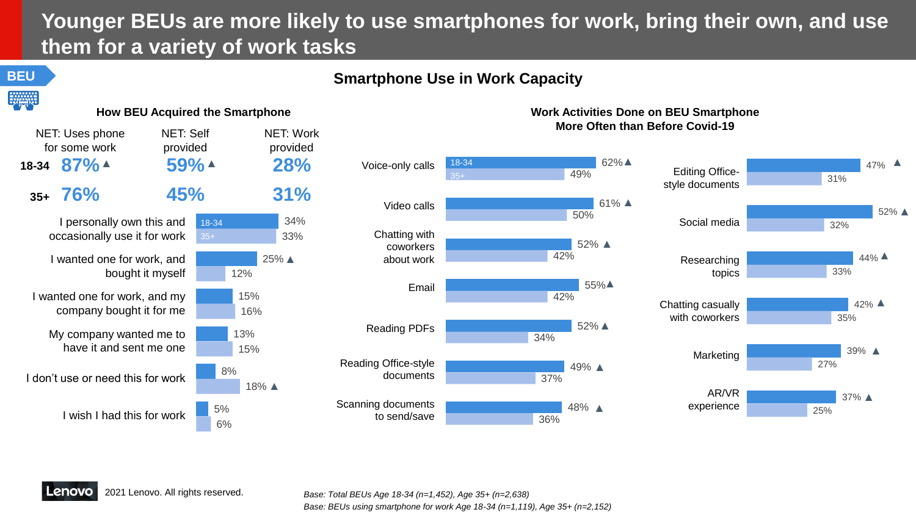# Younger BEUs are more likely to use smartphones for work, bring their own, and use them for a variety of work tasks

BEU

## Smartphone Use in Work Capacity

### How BEU Acquired the Smartphone

| | NET: Uses phone for some work | NET: Self provided | NET: Work provided |
|---|---|---|---|
| 18-34 | 87% ▲ | 59% ▲ | 28% |
| 35+ | 76% | 45% | 31% |

| | 18-34 | 35+ |
|---|---|---|
| I personally own this and occasionally use it for work | 34% | 33% |
| I wanted one for work, and bought it myself | 25% ▲ | 12% |
| I wanted one for work, and my company bought it for me | 15% | 16% |
| My company wanted me to have it and sent me one | 13% | 15% |
| I don't use or need this for work | 8% | 18% ▲ |
| I wish I had this for work | 5% | 6% |

### Work Activities Done on BEU Smartphone More Often than Before Covid-19

| | 18-34 | 35+ |
|---|---|---|
| Voice-only calls | 62% ▲ | 49% |
| Video calls | 61% ▲ | 50% |
| Chatting with coworkers about work | 52% ▲ | 42% |
| Email | 55% ▲ | 42% |
| Reading PDFs | 52% ▲ | 34% |
| Reading Office-style documents | 49% ▲ | 37% |
| Scanning documents to send/save | 48% ▲ | 36% |
| Editing Office-style documents | 47% ▲ | 31% |
| Social media | 52% ▲ | 32% |
| Researching topics | 44% ▲ | 33% |
| Chatting casually with coworkers | 42% ▲ | 35% |
| Marketing | 39% ▲ | 27% |
| AR/VR experience | 37% ▲ | 25% |

2021 Lenovo. All rights reserved.

*Base: Total BEUs Age 18-34 (n=1,452), Age 35+ (n=2,638)*

*Base: BEUs using smartphone for work Age 18-34 (n=1,119), Age 35+ (n=2,152)*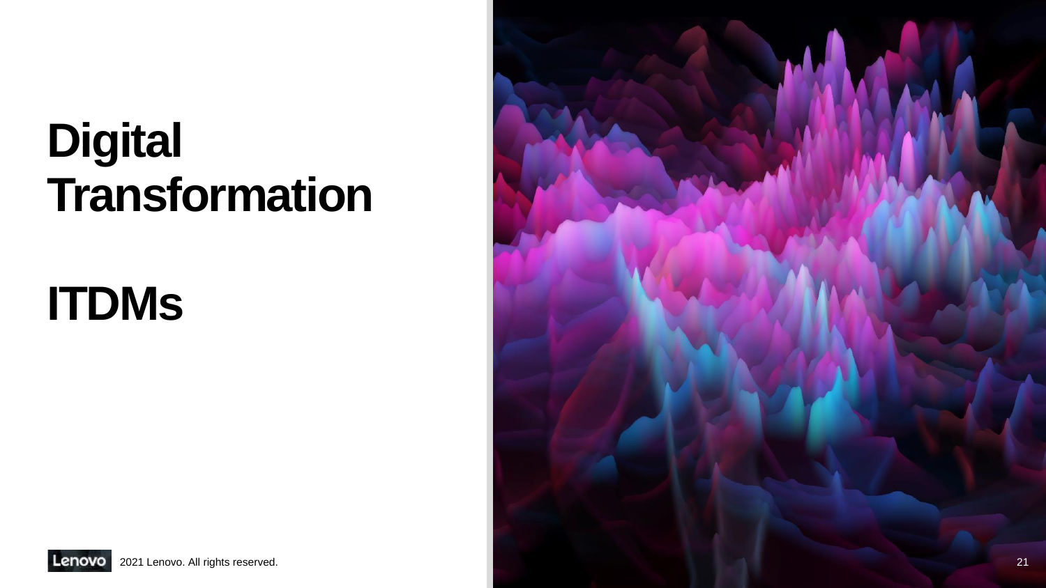# Digital Transformation

# ITDMs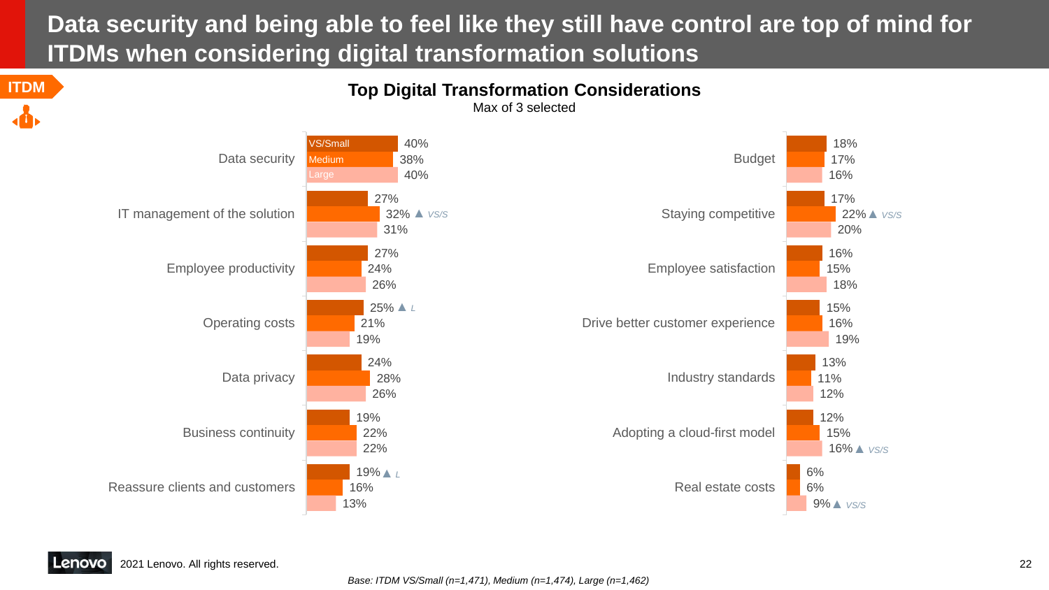# Data security and being able to feel like they still have control are top of mind for ITDMs when considering digital transformation solutions

ITDM

## Top Digital Transformation Considerations

Max of 3 selected

| Consideration | VS/Small | Medium | Large |
|---|---|---|---|
| Data security | 40% | 38% | 40% |
| IT management of the solution | 27% | 32% ▲ VS/S | 31% |
| Employee productivity | 27% | 24% | 26% |
| Operating costs | 25% ▲ L | 21% | 19% |
| Data privacy | 24% | 28% | 26% |
| Business continuity | 19% | 22% | 22% |
| Reassure clients and customers | 19% ▲ L | 16% | 13% |
| Budget | 18% | 17% | 16% |
| Staying competitive | 17% | 22% ▲ VS/S | 20% |
| Employee satisfaction | 16% | 15% | 18% |
| Drive better customer experience | 15% | 16% | 19% |
| Industry standards | 13% | 11% | 12% |
| Adopting a cloud-first model | 12% | 15% | 16% ▲ VS/S |
| Real estate costs | 6% | 6% | 9% ▲ VS/S |

2021 Lenovo. All rights reserved.

*Base: ITDM VS/Small (n=1,471), Medium (n=1,474), Large (n=1,462)*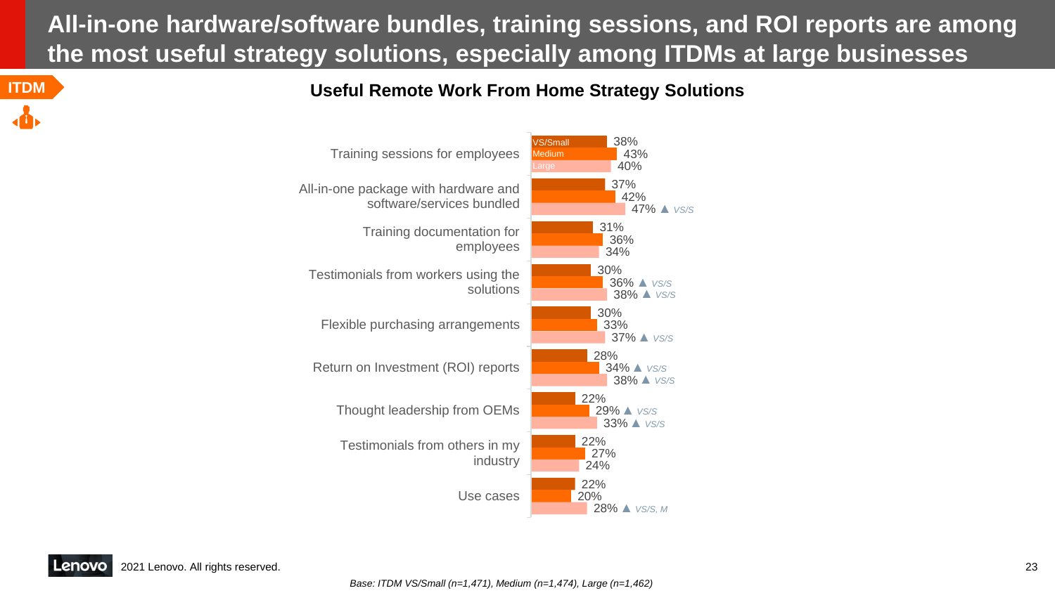# All-in-one hardware/software bundles, training sessions, and ROI reports are among the most useful strategy solutions, especially among ITDMs at large businesses

ITDM

## Useful Remote Work From Home Strategy Solutions

| Solution | VS/Small | Medium | Large |
| --- | --- | --- | --- |
| Training sessions for employees | 38% | 43% | 40% |
| All-in-one package with hardware and software/services bundled | 37% | 42% | 47% ▲ VS/S |
| Training documentation for employees | 31% | 36% | 34% |
| Testimonials from workers using the solutions | 30% | 36% ▲ VS/S | 38% ▲ VS/S |
| Flexible purchasing arrangements | 30% | 33% | 37% ▲ VS/S |
| Return on Investment (ROI) reports | 28% | 34% ▲ VS/S | 38% ▲ VS/S |
| Thought leadership from OEMs | 22% | 29% ▲ VS/S | 33% ▲ VS/S |
| Testimonials from others in my industry | 22% | 27% | 24% |
| Use cases | 22% | 20% | 28% ▲ VS/S, M |

2021 Lenovo. All rights reserved.

*Base: ITDM VS/Small (n=1,471), Medium (n=1,474), Large (n=1,462)*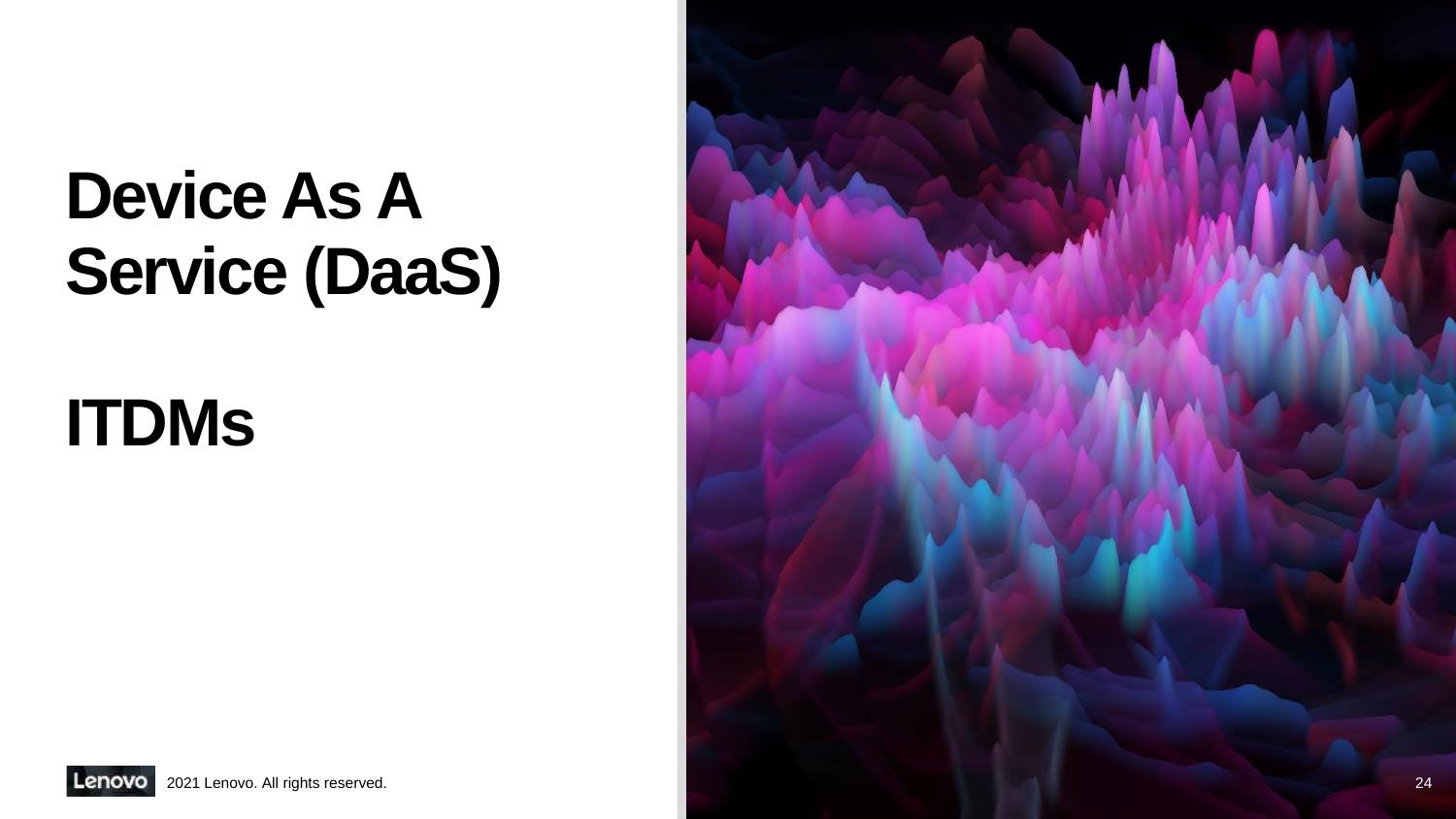# Device As A Service (DaaS)

# ITDMs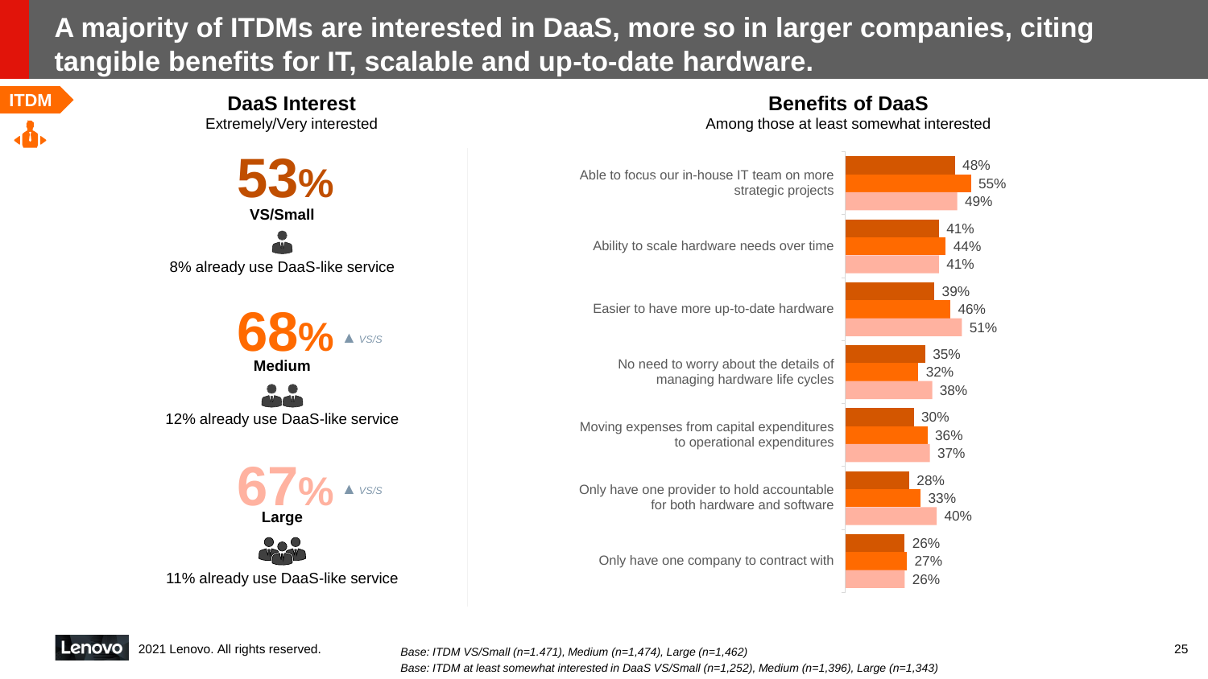# A majority of ITDMs are interested in DaaS, more so in larger companies, citing tangible benefits for IT, scalable and up-to-date hardware.

ITDM

## DaaS Interest

Extremely/Very interested

**53%**
**VS/Small**
8% already use DaaS-like service

**68%** ▲ *VS/S*
**Medium**
12% already use DaaS-like service

**67%** ▲ *VS/S*
**Large**
11% already use DaaS-like service

## Benefits of DaaS

Among those at least somewhat interested

| Benefit | VS/Small | Medium | Large |
|---|---|---|---|
| Able to focus our in-house IT team on more strategic projects | 48% | 55% | 49% |
| Ability to scale hardware needs over time | 41% | 44% | 41% |
| Easier to have more up-to-date hardware | 39% | 46% | 51% |
| No need to worry about the details of managing hardware life cycles | 35% | 32% | 38% |
| Moving expenses from capital expenditures to operational expenditures | 30% | 36% | 37% |
| Only have one provider to hold accountable for both hardware and software | 28% | 33% | 40% |
| Only have one company to contract with | 26% | 27% | 26% |

2021 Lenovo. All rights reserved.

*Base: ITDM VS/Small (n=1.471), Medium (n=1,474), Large (n=1,462)*
*Base: ITDM at least somewhat interested in DaaS VS/Small (n=1,252), Medium (n=1,396), Large (n=1,343)*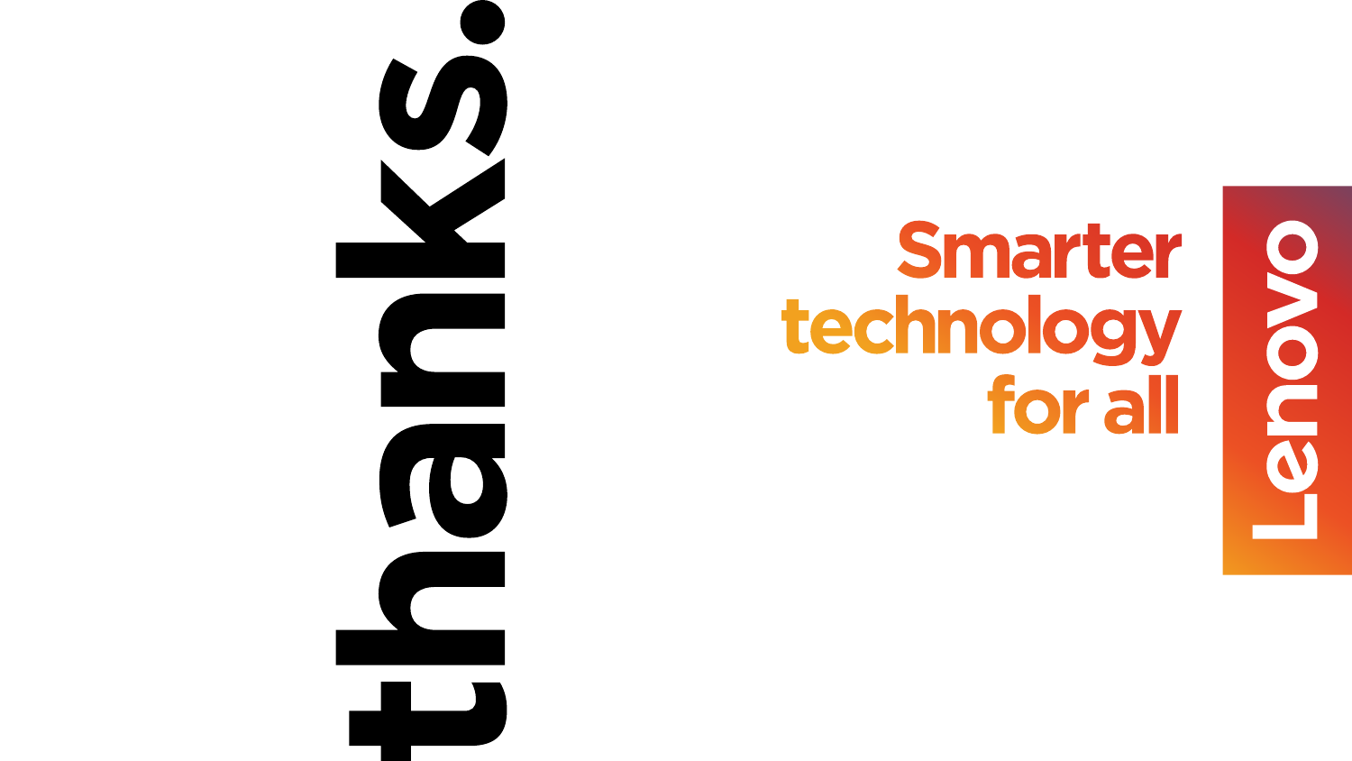# thanks.

Smarter technology for all

Lenovo